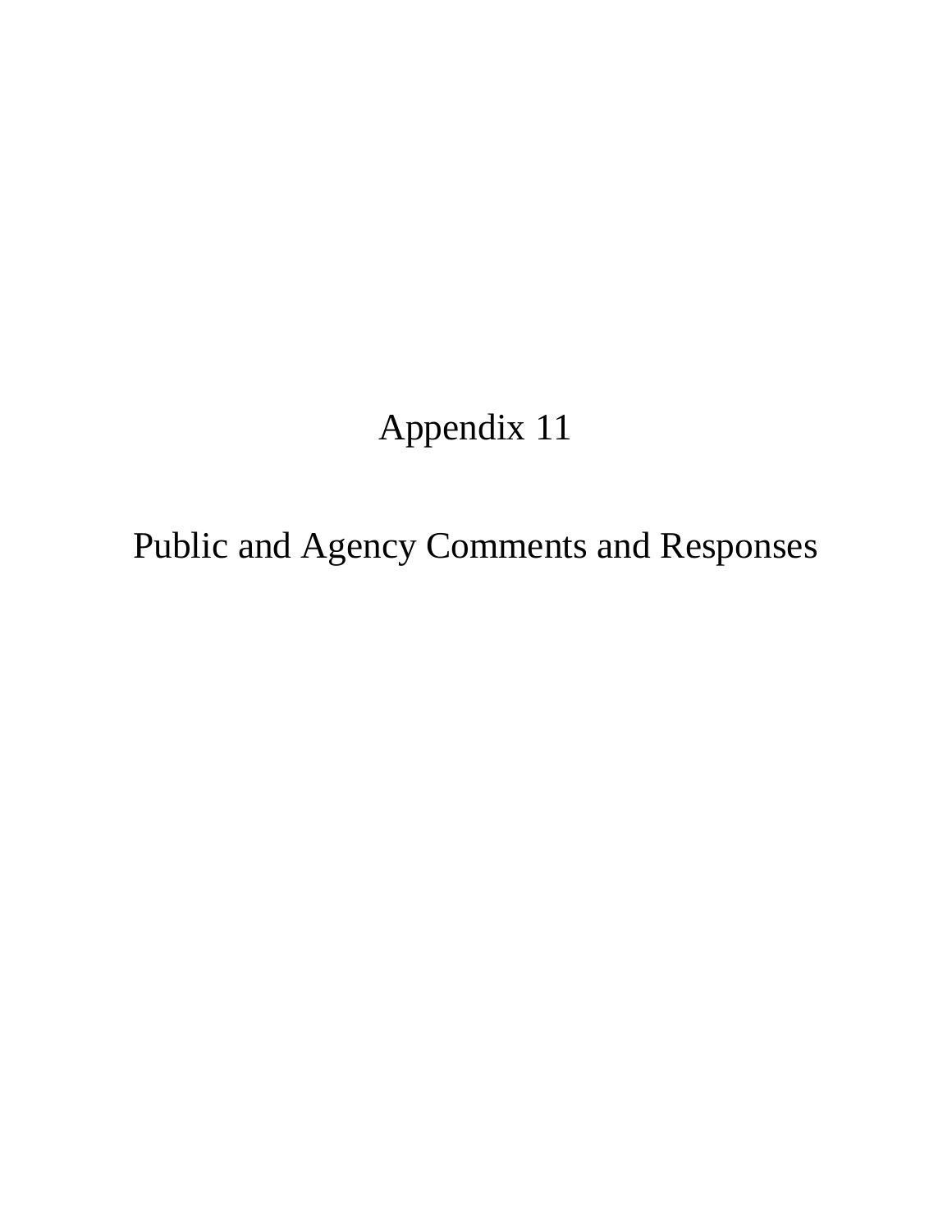# Appendix 11

# Public and Agency Comments and Responses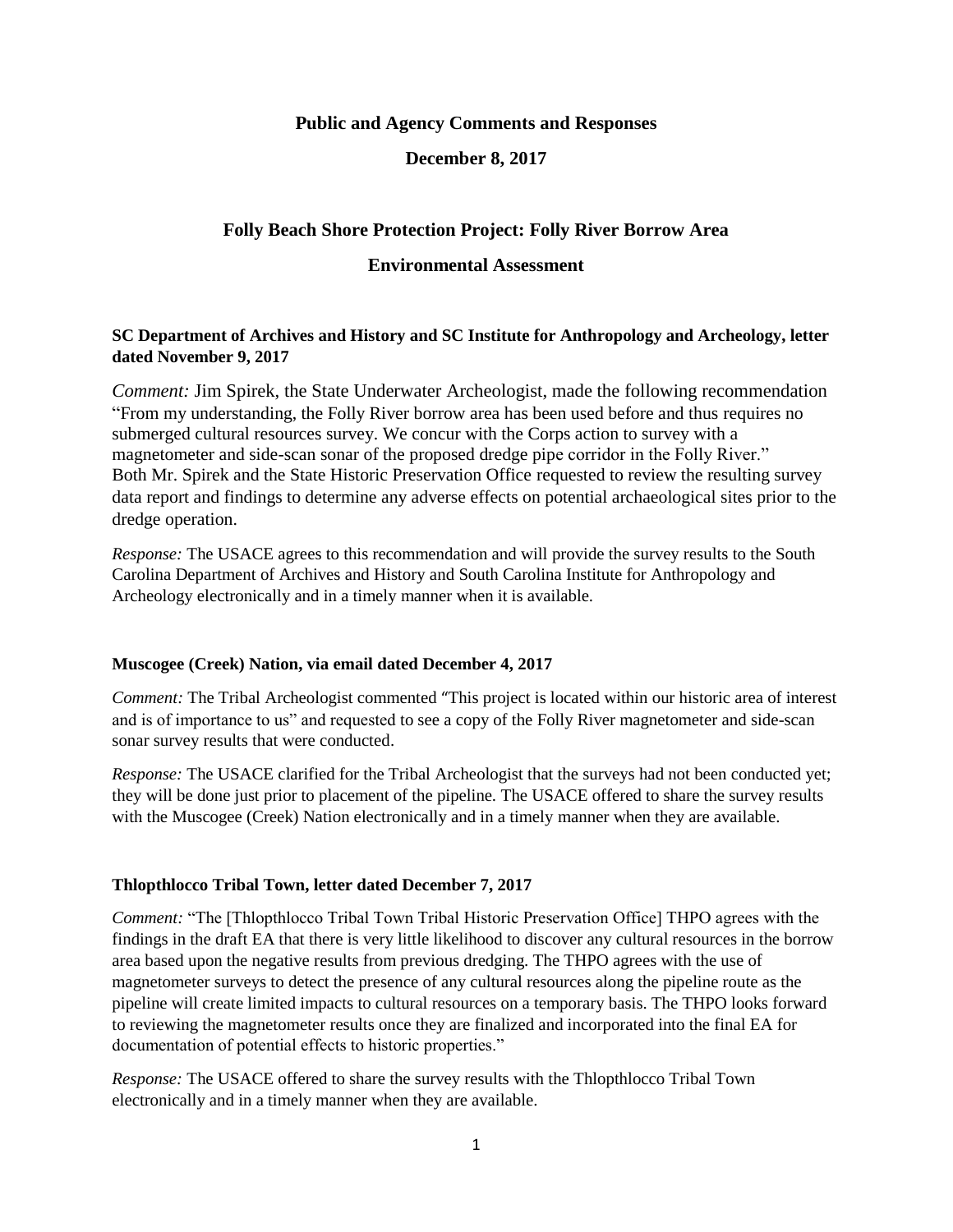# Public and Agency Comments and Responses

**December 8, 2017**

## Folly Beach Shore Protection Project: Folly River Borrow Area

## Environmental Assessment

**SC Department of Archives and History and SC Institute for Anthropology and Archeology, letter dated November 9, 2017**

*Comment:* Jim Spirek, the State Underwater Archeologist, made the following recommendation "From my understanding, the Folly River borrow area has been used before and thus requires no submerged cultural resources survey. We concur with the Corps action to survey with a magnetometer and side-scan sonar of the proposed dredge pipe corridor in the Folly River." Both Mr. Spirek and the State Historic Preservation Office requested to review the resulting survey data report and findings to determine any adverse effects on potential archaeological sites prior to the dredge operation.

*Response:* The USACE agrees to this recommendation and will provide the survey results to the South Carolina Department of Archives and History and South Carolina Institute for Anthropology and Archeology electronically and in a timely manner when it is available.

**Muscogee (Creek) Nation, via email dated December 4, 2017**

*Comment:* The Tribal Archeologist commented "This project is located within our historic area of interest and is of importance to us" and requested to see a copy of the Folly River magnetometer and side-scan sonar survey results that were conducted.

*Response:* The USACE clarified for the Tribal Archeologist that the surveys had not been conducted yet; they will be done just prior to placement of the pipeline. The USACE offered to share the survey results with the Muscogee (Creek) Nation electronically and in a timely manner when they are available.

**Thlopthlocco Tribal Town, letter dated December 7, 2017**

*Comment:* "The [Thlopthlocco Tribal Town Tribal Historic Preservation Office] THPO agrees with the findings in the draft EA that there is very little likelihood to discover any cultural resources in the borrow area based upon the negative results from previous dredging. The THPO agrees with the use of magnetometer surveys to detect the presence of any cultural resources along the pipeline route as the pipeline will create limited impacts to cultural resources on a temporary basis. The THPO looks forward to reviewing the magnetometer results once they are finalized and incorporated into the final EA for documentation of potential effects to historic properties."

*Response:* The USACE offered to share the survey results with the Thlopthlocco Tribal Town electronically and in a timely manner when they are available.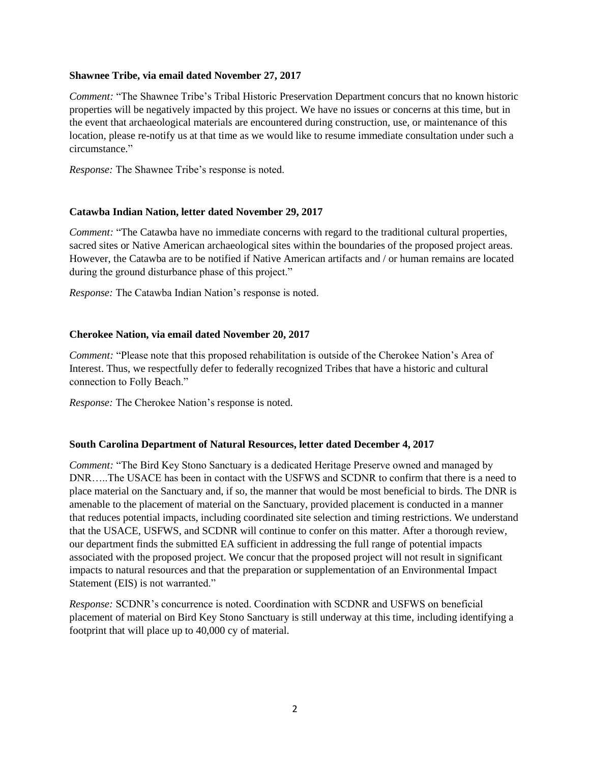**Shawnee Tribe, via email dated November 27, 2017**

*Comment:* "The Shawnee Tribe's Tribal Historic Preservation Department concurs that no known historic properties will be negatively impacted by this project. We have no issues or concerns at this time, but in the event that archaeological materials are encountered during construction, use, or maintenance of this location, please re-notify us at that time as we would like to resume immediate consultation under such a circumstance."

*Response:* The Shawnee Tribe's response is noted.

**Catawba Indian Nation, letter dated November 29, 2017**

*Comment:* "The Catawba have no immediate concerns with regard to the traditional cultural properties, sacred sites or Native American archaeological sites within the boundaries of the proposed project areas. However, the Catawba are to be notified if Native American artifacts and / or human remains are located during the ground disturbance phase of this project."

*Response:* The Catawba Indian Nation's response is noted.

**Cherokee Nation, via email dated November 20, 2017**

*Comment:* "Please note that this proposed rehabilitation is outside of the Cherokee Nation's Area of Interest. Thus, we respectfully defer to federally recognized Tribes that have a historic and cultural connection to Folly Beach."

*Response:* The Cherokee Nation's response is noted.

**South Carolina Department of Natural Resources, letter dated December 4, 2017**

*Comment:* "The Bird Key Stono Sanctuary is a dedicated Heritage Preserve owned and managed by DNR…..The USACE has been in contact with the USFWS and SCDNR to confirm that there is a need to place material on the Sanctuary and, if so, the manner that would be most beneficial to birds. The DNR is amenable to the placement of material on the Sanctuary, provided placement is conducted in a manner that reduces potential impacts, including coordinated site selection and timing restrictions. We understand that the USACE, USFWS, and SCDNR will continue to confer on this matter. After a thorough review, our department finds the submitted EA sufficient in addressing the full range of potential impacts associated with the proposed project. We concur that the proposed project will not result in significant impacts to natural resources and that the preparation or supplementation of an Environmental Impact Statement (EIS) is not warranted."

*Response:* SCDNR's concurrence is noted. Coordination with SCDNR and USFWS on beneficial placement of material on Bird Key Stono Sanctuary is still underway at this time, including identifying a footprint that will place up to 40,000 cy of material.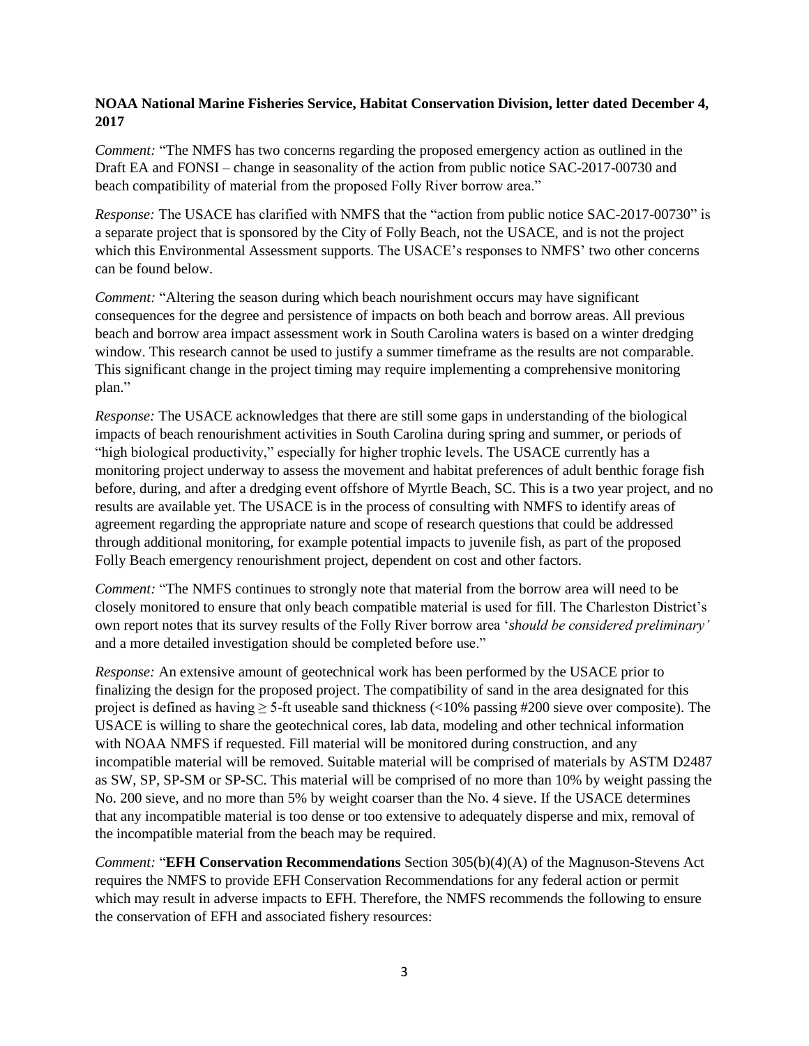**NOAA National Marine Fisheries Service, Habitat Conservation Division, letter dated December 4, 2017**

*Comment:* "The NMFS has two concerns regarding the proposed emergency action as outlined in the Draft EA and FONSI – change in seasonality of the action from public notice SAC-2017-00730 and beach compatibility of material from the proposed Folly River borrow area."

*Response:* The USACE has clarified with NMFS that the "action from public notice SAC-2017-00730" is a separate project that is sponsored by the City of Folly Beach, not the USACE, and is not the project which this Environmental Assessment supports. The USACE's responses to NMFS' two other concerns can be found below.

*Comment:* "Altering the season during which beach nourishment occurs may have significant consequences for the degree and persistence of impacts on both beach and borrow areas. All previous beach and borrow area impact assessment work in South Carolina waters is based on a winter dredging window. This research cannot be used to justify a summer timeframe as the results are not comparable. This significant change in the project timing may require implementing a comprehensive monitoring plan."

*Response:* The USACE acknowledges that there are still some gaps in understanding of the biological impacts of beach renourishment activities in South Carolina during spring and summer, or periods of "high biological productivity," especially for higher trophic levels. The USACE currently has a monitoring project underway to assess the movement and habitat preferences of adult benthic forage fish before, during, and after a dredging event offshore of Myrtle Beach, SC. This is a two year project, and no results are available yet. The USACE is in the process of consulting with NMFS to identify areas of agreement regarding the appropriate nature and scope of research questions that could be addressed through additional monitoring, for example potential impacts to juvenile fish, as part of the proposed Folly Beach emergency renourishment project, dependent on cost and other factors.

*Comment:* "The NMFS continues to strongly note that material from the borrow area will need to be closely monitored to ensure that only beach compatible material is used for fill. The Charleston District's own report notes that its survey results of the Folly River borrow area '*should be considered preliminary'* and a more detailed investigation should be completed before use."

*Response:* An extensive amount of geotechnical work has been performed by the USACE prior to finalizing the design for the proposed project. The compatibility of sand in the area designated for this project is defined as having ≥ 5-ft useable sand thickness (<10% passing #200 sieve over composite). The USACE is willing to share the geotechnical cores, lab data, modeling and other technical information with NOAA NMFS if requested. Fill material will be monitored during construction, and any incompatible material will be removed. Suitable material will be comprised of materials by ASTM D2487 as SW, SP, SP-SM or SP-SC. This material will be comprised of no more than 10% by weight passing the No. 200 sieve, and no more than 5% by weight coarser than the No. 4 sieve. If the USACE determines that any incompatible material is too dense or too extensive to adequately disperse and mix, removal of the incompatible material from the beach may be required.

*Comment:* "**EFH Conservation Recommendations** Section 305(b)(4)(A) of the Magnuson-Stevens Act requires the NMFS to provide EFH Conservation Recommendations for any federal action or permit which may result in adverse impacts to EFH. Therefore, the NMFS recommends the following to ensure the conservation of EFH and associated fishery resources: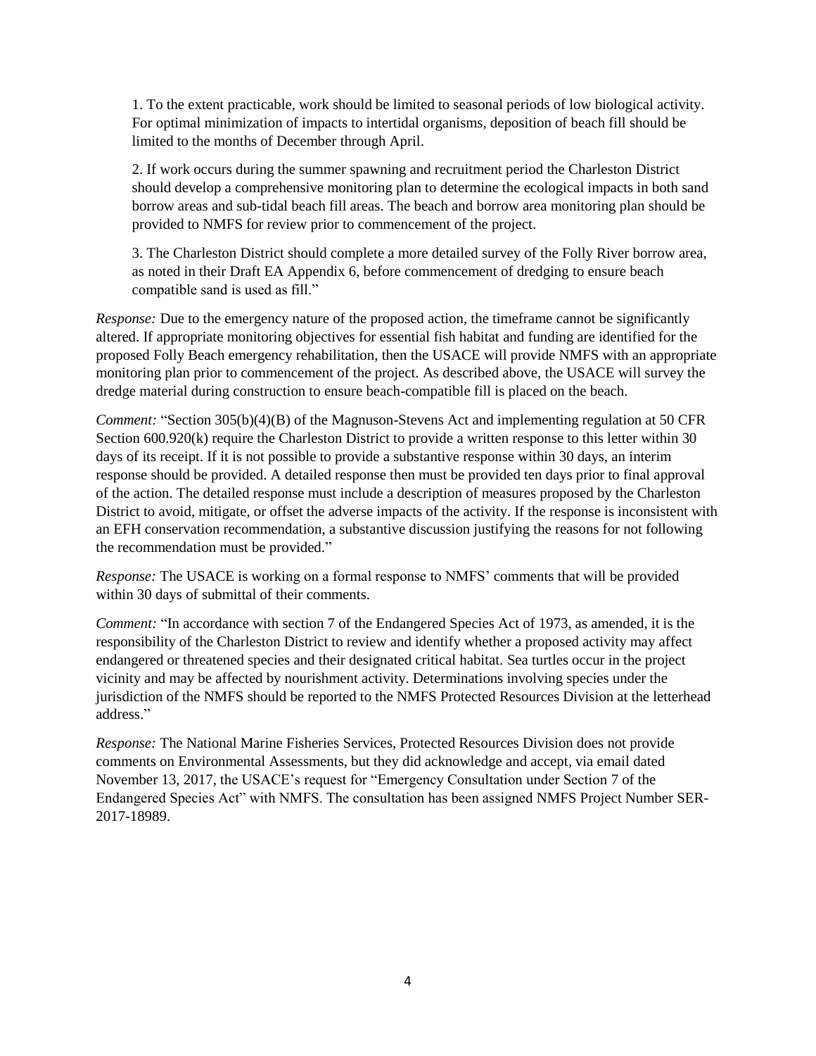1. To the extent practicable, work should be limited to seasonal periods of low biological activity. For optimal minimization of impacts to intertidal organisms, deposition of beach fill should be limited to the months of December through April.

2. If work occurs during the summer spawning and recruitment period the Charleston District should develop a comprehensive monitoring plan to determine the ecological impacts in both sand borrow areas and sub-tidal beach fill areas. The beach and borrow area monitoring plan should be provided to NMFS for review prior to commencement of the project.

3. The Charleston District should complete a more detailed survey of the Folly River borrow area, as noted in their Draft EA Appendix 6, before commencement of dredging to ensure beach compatible sand is used as fill."

*Response:* Due to the emergency nature of the proposed action, the timeframe cannot be significantly altered. If appropriate monitoring objectives for essential fish habitat and funding are identified for the proposed Folly Beach emergency rehabilitation, then the USACE will provide NMFS with an appropriate monitoring plan prior to commencement of the project. As described above, the USACE will survey the dredge material during construction to ensure beach-compatible fill is placed on the beach.

*Comment:* "Section 305(b)(4)(B) of the Magnuson-Stevens Act and implementing regulation at 50 CFR Section 600.920(k) require the Charleston District to provide a written response to this letter within 30 days of its receipt. If it is not possible to provide a substantive response within 30 days, an interim response should be provided. A detailed response then must be provided ten days prior to final approval of the action. The detailed response must include a description of measures proposed by the Charleston District to avoid, mitigate, or offset the adverse impacts of the activity. If the response is inconsistent with an EFH conservation recommendation, a substantive discussion justifying the reasons for not following the recommendation must be provided."

*Response:* The USACE is working on a formal response to NMFS' comments that will be provided within 30 days of submittal of their comments.

*Comment:* "In accordance with section 7 of the Endangered Species Act of 1973, as amended, it is the responsibility of the Charleston District to review and identify whether a proposed activity may affect endangered or threatened species and their designated critical habitat. Sea turtles occur in the project vicinity and may be affected by nourishment activity. Determinations involving species under the jurisdiction of the NMFS should be reported to the NMFS Protected Resources Division at the letterhead address."

*Response:* The National Marine Fisheries Services, Protected Resources Division does not provide comments on Environmental Assessments, but they did acknowledge and accept, via email dated November 13, 2017, the USACE's request for "Emergency Consultation under Section 7 of the Endangered Species Act" with NMFS. The consultation has been assigned NMFS Project Number SER-2017-18989.